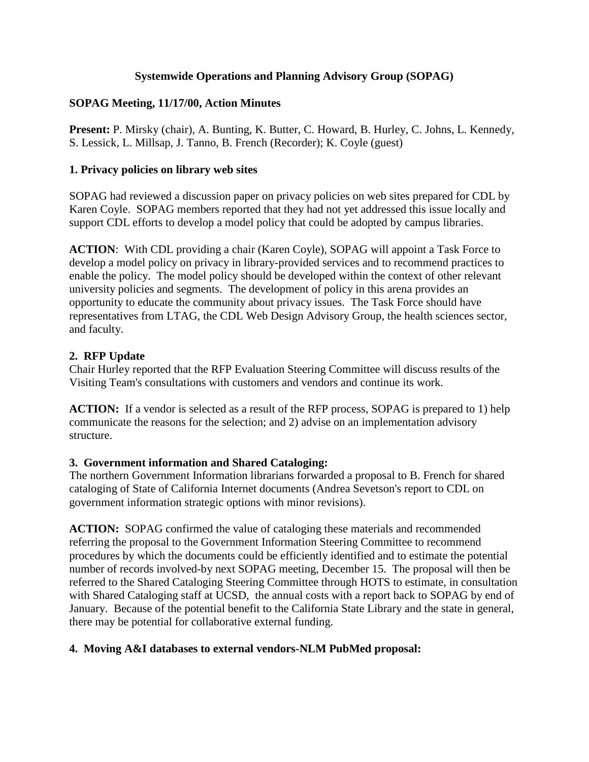# Systemwide Operations and Planning Advisory Group (SOPAG)

## SOPAG Meeting, 11/17/00, Action Minutes

**Present:** P. Mirsky (chair), A. Bunting, K. Butter, C. Howard, B. Hurley, C. Johns, L. Kennedy, S. Lessick, L. Millsap, J. Tanno, B. French (Recorder); K. Coyle (guest)

### 1. Privacy policies on library web sites

SOPAG had reviewed a discussion paper on privacy policies on web sites prepared for CDL by Karen Coyle. SOPAG members reported that they had not yet addressed this issue locally and support CDL efforts to develop a model policy that could be adopted by campus libraries.

**ACTION**: With CDL providing a chair (Karen Coyle), SOPAG will appoint a Task Force to develop a model policy on privacy in library-provided services and to recommend practices to enable the policy. The model policy should be developed within the context of other relevant university policies and segments. The development of policy in this arena provides an opportunity to educate the community about privacy issues. The Task Force should have representatives from LTAG, the CDL Web Design Advisory Group, the health sciences sector, and faculty.

### 2. RFP Update

Chair Hurley reported that the RFP Evaluation Steering Committee will discuss results of the Visiting Team's consultations with customers and vendors and continue its work.

**ACTION:** If a vendor is selected as a result of the RFP process, SOPAG is prepared to 1) help communicate the reasons for the selection; and 2) advise on an implementation advisory structure.

### 3. Government information and Shared Cataloging:

The northern Government Information librarians forwarded a proposal to B. French for shared cataloging of State of California Internet documents (Andrea Sevetson's report to CDL on government information strategic options with minor revisions).

**ACTION:** SOPAG confirmed the value of cataloging these materials and recommended referring the proposal to the Government Information Steering Committee to recommend procedures by which the documents could be efficiently identified and to estimate the potential number of records involved-by next SOPAG meeting, December 15. The proposal will then be referred to the Shared Cataloging Steering Committee through HOTS to estimate, in consultation with Shared Cataloging staff at UCSD, the annual costs with a report back to SOPAG by end of January. Because of the potential benefit to the California State Library and the state in general, there may be potential for collaborative external funding.

### 4. Moving A&I databases to external vendors-NLM PubMed proposal: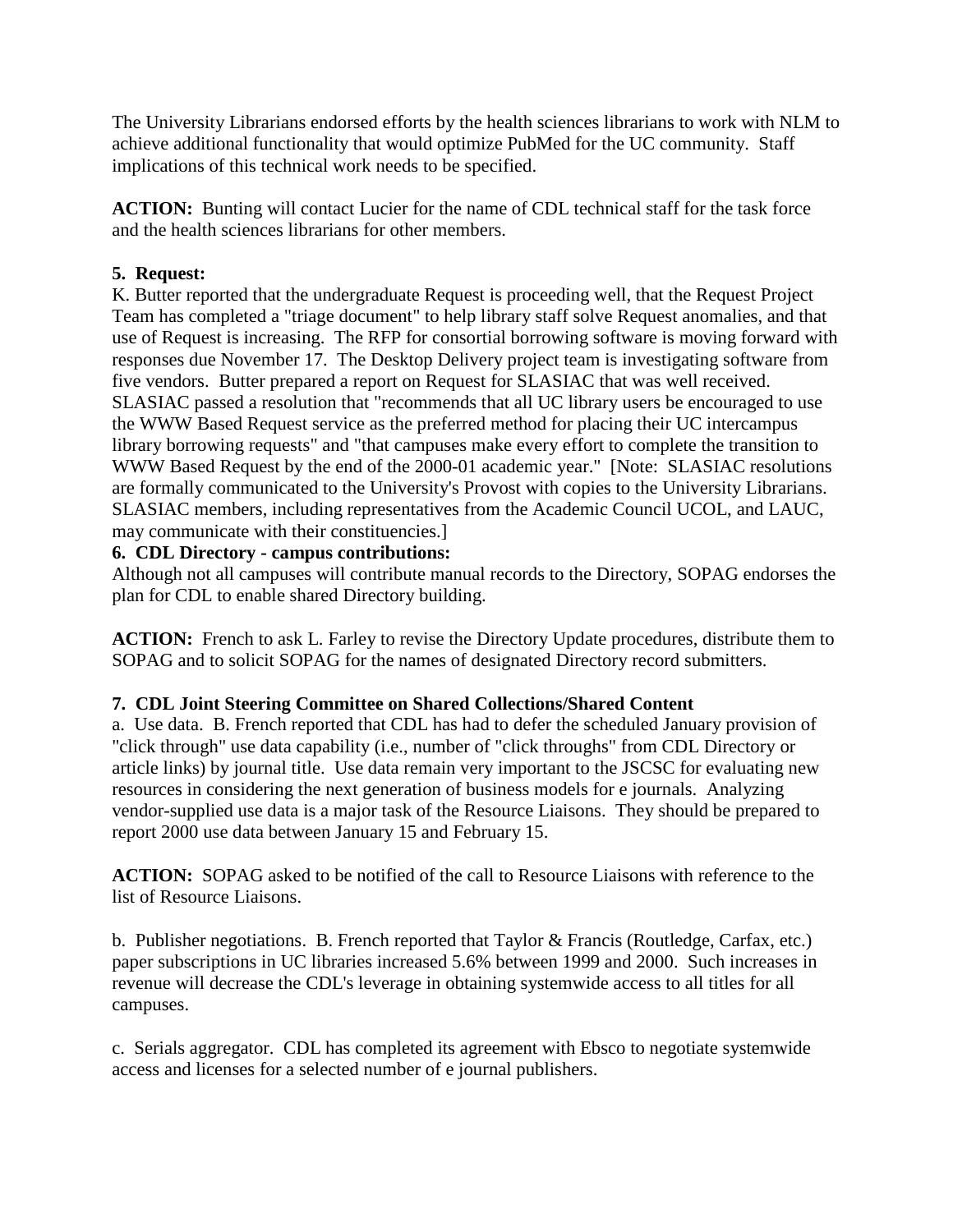The University Librarians endorsed efforts by the health sciences librarians to work with NLM to achieve additional functionality that would optimize PubMed for the UC community. Staff implications of this technical work needs to be specified.

**ACTION:** Bunting will contact Lucier for the name of CDL technical staff for the task force and the health sciences librarians for other members.

**5. Request:**
K. Butter reported that the undergraduate Request is proceeding well, that the Request Project Team has completed a "triage document" to help library staff solve Request anomalies, and that use of Request is increasing. The RFP for consortial borrowing software is moving forward with responses due November 17. The Desktop Delivery project team is investigating software from five vendors. Butter prepared a report on Request for SLASIAC that was well received. SLASIAC passed a resolution that "recommends that all UC library users be encouraged to use the WWW Based Request service as the preferred method for placing their UC intercampus library borrowing requests" and "that campuses make every effort to complete the transition to WWW Based Request by the end of the 2000-01 academic year." [Note: SLASIAC resolutions are formally communicated to the University's Provost with copies to the University Librarians. SLASIAC members, including representatives from the Academic Council UCOL, and LAUC, may communicate with their constituencies.]

**6. CDL Directory - campus contributions:**
Although not all campuses will contribute manual records to the Directory, SOPAG endorses the plan for CDL to enable shared Directory building.

**ACTION:** French to ask L. Farley to revise the Directory Update procedures, distribute them to SOPAG and to solicit SOPAG for the names of designated Directory record submitters.

**7. CDL Joint Steering Committee on Shared Collections/Shared Content**
a. Use data. B. French reported that CDL has had to defer the scheduled January provision of "click through" use data capability (i.e., number of "click throughs" from CDL Directory or article links) by journal title. Use data remain very important to the JSCSC for evaluating new resources in considering the next generation of business models for e journals. Analyzing vendor-supplied use data is a major task of the Resource Liaisons. They should be prepared to report 2000 use data between January 15 and February 15.

**ACTION:** SOPAG asked to be notified of the call to Resource Liaisons with reference to the list of Resource Liaisons.

b. Publisher negotiations. B. French reported that Taylor & Francis (Routledge, Carfax, etc.) paper subscriptions in UC libraries increased 5.6% between 1999 and 2000. Such increases in revenue will decrease the CDL's leverage in obtaining systemwide access to all titles for all campuses.

c. Serials aggregator. CDL has completed its agreement with Ebsco to negotiate systemwide access and licenses for a selected number of e journal publishers.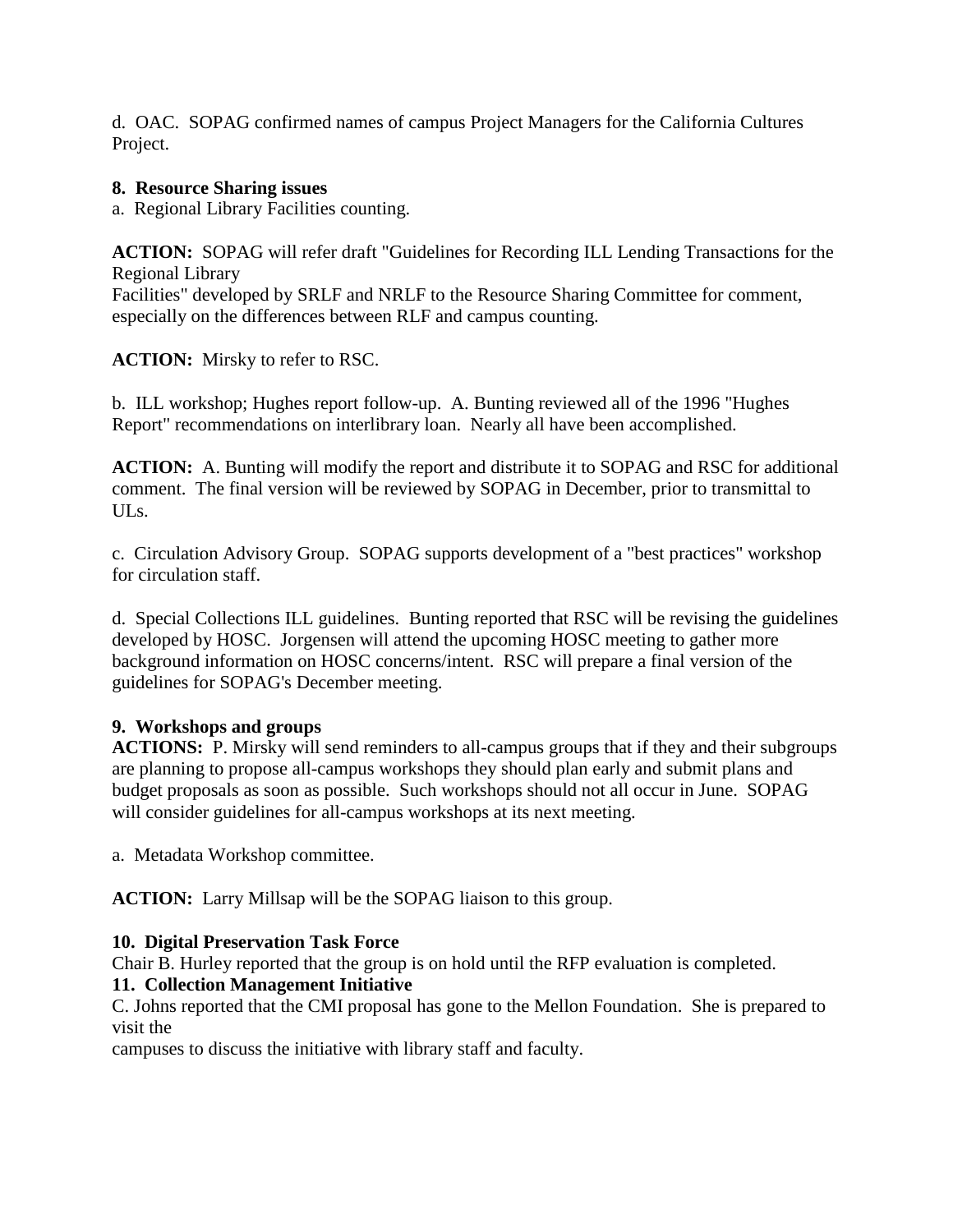d. OAC. SOPAG confirmed names of campus Project Managers for the California Cultures Project.

**8. Resource Sharing issues**

a. Regional Library Facilities counting.

**ACTION:** SOPAG will refer draft "Guidelines for Recording ILL Lending Transactions for the Regional Library Facilities" developed by SRLF and NRLF to the Resource Sharing Committee for comment, especially on the differences between RLF and campus counting.

**ACTION:** Mirsky to refer to RSC.

b. ILL workshop; Hughes report follow-up. A. Bunting reviewed all of the 1996 "Hughes Report" recommendations on interlibrary loan. Nearly all have been accomplished.

**ACTION:** A. Bunting will modify the report and distribute it to SOPAG and RSC for additional comment. The final version will be reviewed by SOPAG in December, prior to transmittal to ULs.

c. Circulation Advisory Group. SOPAG supports development of a "best practices" workshop for circulation staff.

d. Special Collections ILL guidelines. Bunting reported that RSC will be revising the guidelines developed by HOSC. Jorgensen will attend the upcoming HOSC meeting to gather more background information on HOSC concerns/intent. RSC will prepare a final version of the guidelines for SOPAG's December meeting.

**9. Workshops and groups**

**ACTIONS:** P. Mirsky will send reminders to all-campus groups that if they and their subgroups are planning to propose all-campus workshops they should plan early and submit plans and budget proposals as soon as possible. Such workshops should not all occur in June. SOPAG will consider guidelines for all-campus workshops at its next meeting.

a. Metadata Workshop committee.

**ACTION:** Larry Millsap will be the SOPAG liaison to this group.

**10. Digital Preservation Task Force**

Chair B. Hurley reported that the group is on hold until the RFP evaluation is completed.

**11. Collection Management Initiative**

C. Johns reported that the CMI proposal has gone to the Mellon Foundation. She is prepared to visit the campuses to discuss the initiative with library staff and faculty.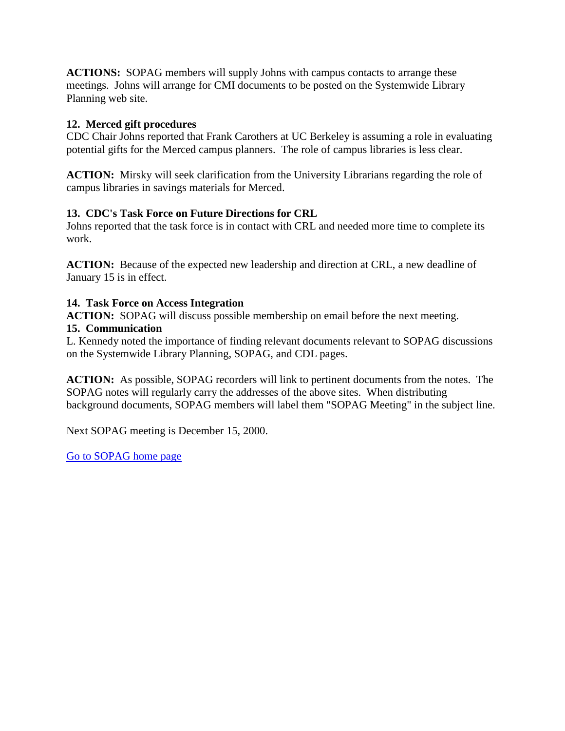**ACTIONS:** SOPAG members will supply Johns with campus contacts to arrange these meetings. Johns will arrange for CMI documents to be posted on the Systemwide Library Planning web site.

**12. Merced gift procedures**
CDC Chair Johns reported that Frank Carothers at UC Berkeley is assuming a role in evaluating potential gifts for the Merced campus planners. The role of campus libraries is less clear.

**ACTION:** Mirsky will seek clarification from the University Librarians regarding the role of campus libraries in savings materials for Merced.

**13. CDC's Task Force on Future Directions for CRL**
Johns reported that the task force is in contact with CRL and needed more time to complete its work.

**ACTION:** Because of the expected new leadership and direction at CRL, a new deadline of January 15 is in effect.

**14. Task Force on Access Integration**
**ACTION:** SOPAG will discuss possible membership on email before the next meeting.
**15. Communication**
L. Kennedy noted the importance of finding relevant documents relevant to SOPAG discussions on the Systemwide Library Planning, SOPAG, and CDL pages.

**ACTION:** As possible, SOPAG recorders will link to pertinent documents from the notes. The SOPAG notes will regularly carry the addresses of the above sites. When distributing background documents, SOPAG members will label them "SOPAG Meeting" in the subject line.

Next SOPAG meeting is December 15, 2000.

Go to SOPAG home page